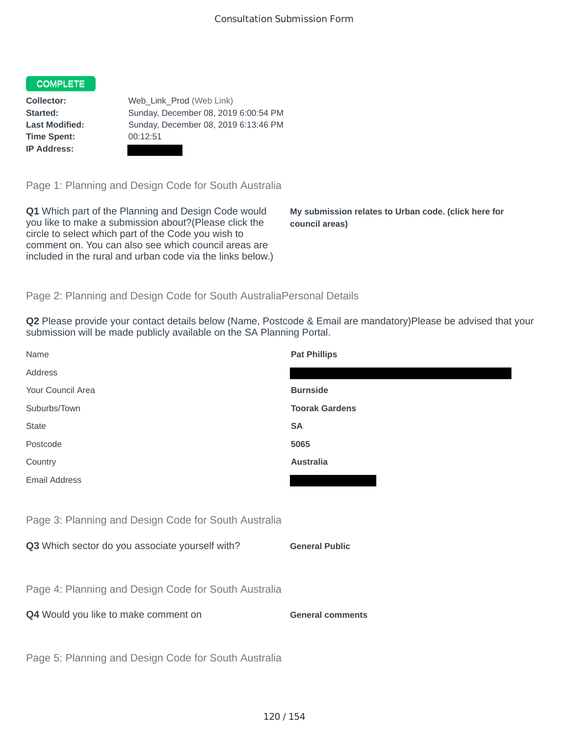# Consultation Submission Form

**COMPLETE**

| | |
|---|---|
| **Collector:** | Web_Link_Prod (Web Link) |
| **Started:** | Sunday, December 08, 2019 6:00:54 PM |
| **Last Modified:** | Sunday, December 08, 2019 6:13:46 PM |
| **Time Spent:** | 00:12:51 |
| **IP Address:** | |

## Page 1: Planning and Design Code for South Australia

**Q1** Which part of the Planning and Design Code would you like to make a submission about?(Please click the circle to select which part of the Code you wish to comment on. You can also see which council areas are included in the rural and urban code via the links below.)

**My submission relates to Urban code. (click here for council areas)**

## Page 2: Planning and Design Code for South AustraliaPersonal Details

**Q2** Please provide your contact details below (Name, Postcode & Email are mandatory)Please be advised that your submission will be made publicly available on the SA Planning Portal.

| | |
|---|---|
| Name | **Pat Phillips** |
| Address | |
| Your Council Area | **Burnside** |
| Suburbs/Town | **Toorak Gardens** |
| State | **SA** |
| Postcode | **5065** |
| Country | **Australia** |
| Email Address | |

## Page 3: Planning and Design Code for South Australia

**Q3** Which sector do you associate yourself with?

**General Public**

## Page 4: Planning and Design Code for South Australia

**Q4** Would you like to make comment on

**General comments**

## Page 5: Planning and Design Code for South Australia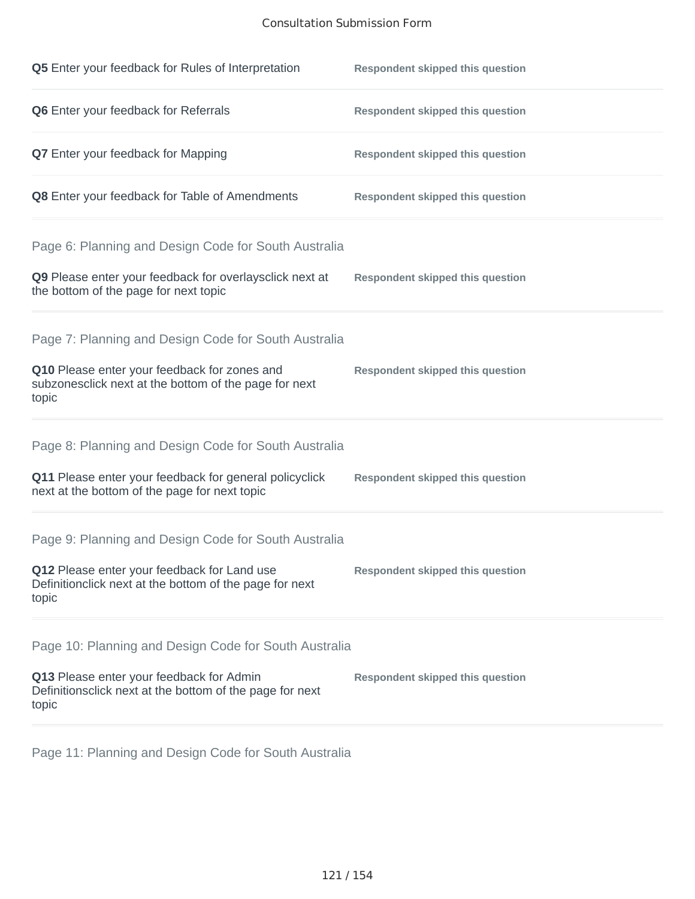**Q5** Enter your feedback for Rules of Interpretation — **Respondent skipped this question**

**Q6** Enter your feedback for Referrals — **Respondent skipped this question**

**Q7** Enter your feedback for Mapping — **Respondent skipped this question**

**Q8** Enter your feedback for Table of Amendments — **Respondent skipped this question**

## Page 6: Planning and Design Code for South Australia

**Q9** Please enter your feedback for overlaysclick next at the bottom of the page for next topic — **Respondent skipped this question**

## Page 7: Planning and Design Code for South Australia

**Q10** Please enter your feedback for zones and subzonesclick next at the bottom of the page for next topic — **Respondent skipped this question**

## Page 8: Planning and Design Code for South Australia

**Q11** Please enter your feedback for general policyclick next at the bottom of the page for next topic — **Respondent skipped this question**

## Page 9: Planning and Design Code for South Australia

**Q12** Please enter your feedback for Land use Definitionclick next at the bottom of the page for next topic — **Respondent skipped this question**

## Page 10: Planning and Design Code for South Australia

**Q13** Please enter your feedback for Admin Definitionsclick next at the bottom of the page for next topic — **Respondent skipped this question**

## Page 11: Planning and Design Code for South Australia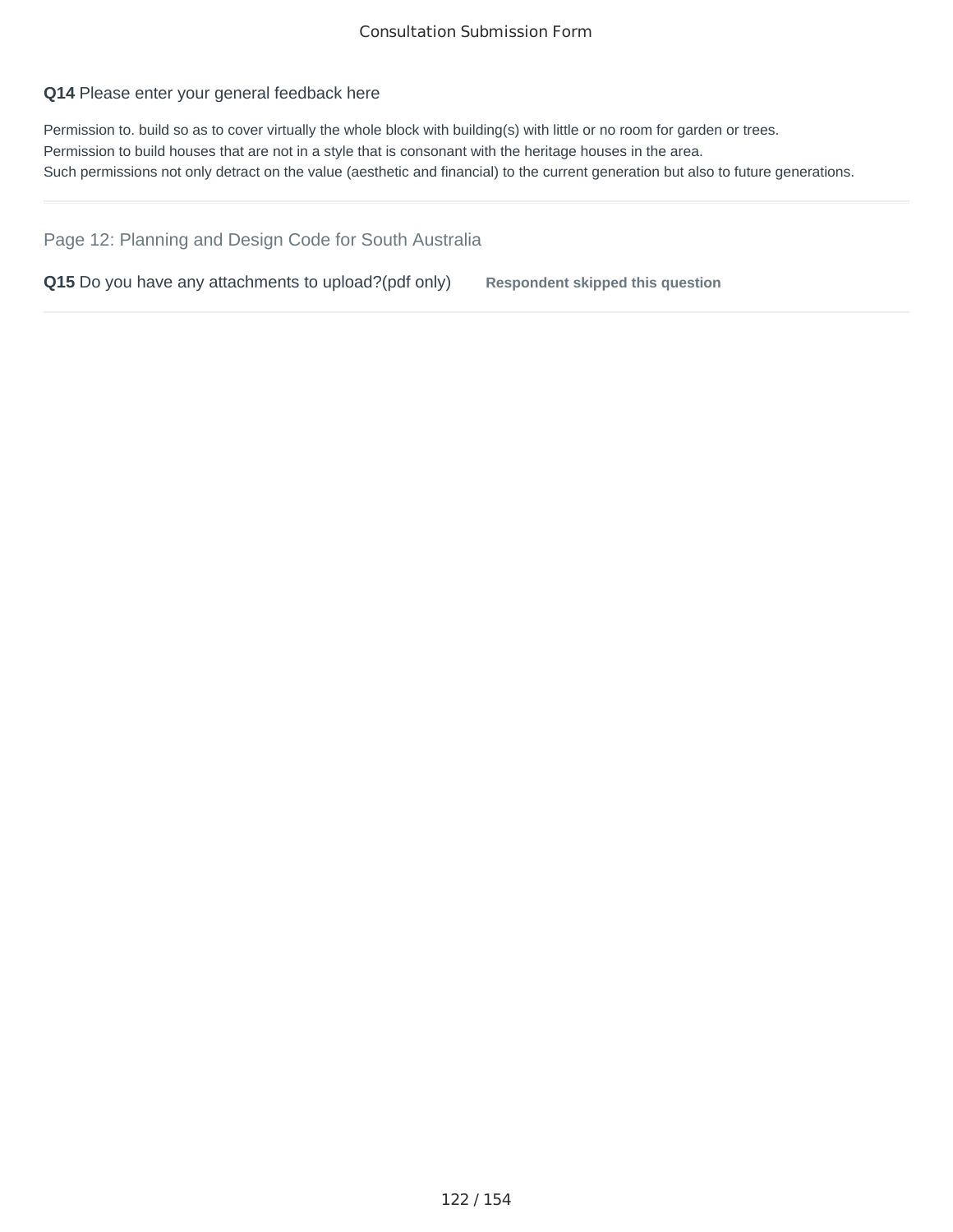**Q14** Please enter your general feedback here

Permission to. build so as to cover virtually the whole block with building(s) with little or no room for garden or trees.
Permission to build houses that are not in a style that is consonant with the heritage houses in the area.
Such permissions not only detract on the value (aesthetic and financial) to the current generation but also to future generations.

---

## Page 12: Planning and Design Code for South Australia

**Q15** Do you have any attachments to upload?(pdf only) **Respondent skipped this question**